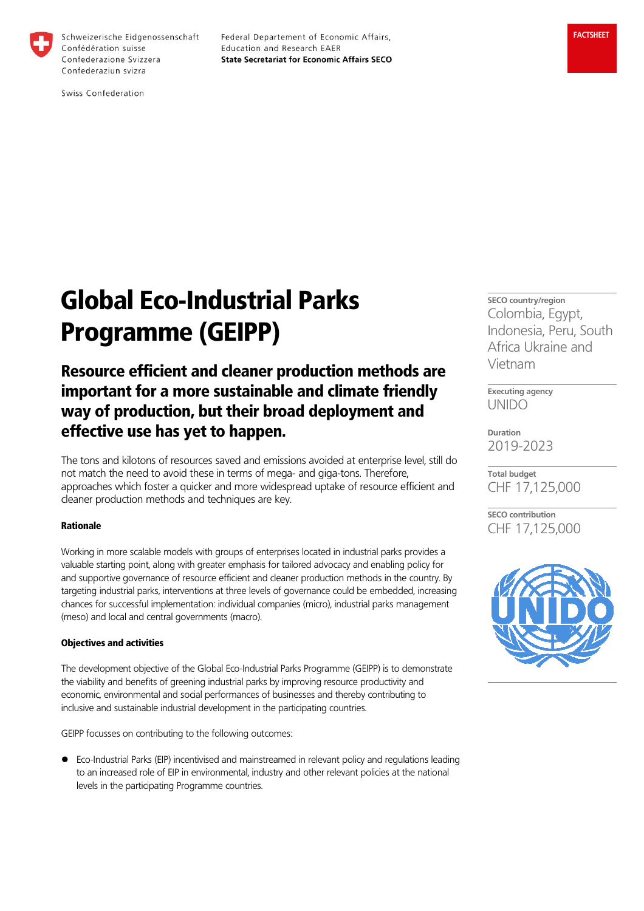Schweizerische Eidgenossenschaft
Confédération suisse
Confederazione Svizzera
Confederaziun svizra

Swiss Confederation

Federal Departement of Economic Affairs, Education and Research EAER
**State Secretariat for Economic Affairs SECO**

**FACTSHEET**

# Global Eco-Industrial Parks Programme (GEIPP)

## Resource efficient and cleaner production methods are important for a more sustainable and climate friendly way of production, but their broad deployment and effective use has yet to happen.

The tons and kilotons of resources saved and emissions avoided at enterprise level, still do not match the need to avoid these in terms of mega- and giga-tons. Therefore, approaches which foster a quicker and more widespread uptake of resource efficient and cleaner production methods and techniques are key.

**SECO country/region**
Colombia, Egypt, Indonesia, Peru, South Africa Ukraine and Vietnam

**Executing agency**
UNIDO

**Duration**
2019-2023

**Total budget**
CHF 17,125,000

**SECO contribution**
CHF 17,125,000

### Rationale

Working in more scalable models with groups of enterprises located in industrial parks provides a valuable starting point, along with greater emphasis for tailored advocacy and enabling policy for and supportive governance of resource efficient and cleaner production methods in the country. By targeting industrial parks, interventions at three levels of governance could be embedded, increasing chances for successful implementation: individual companies (micro), industrial parks management (meso) and local and central governments (macro).

### Objectives and activities

The development objective of the Global Eco-Industrial Parks Programme (GEIPP) is to demonstrate the viability and benefits of greening industrial parks by improving resource productivity and economic, environmental and social performances of businesses and thereby contributing to inclusive and sustainable industrial development in the participating countries.

GEIPP focusses on contributing to the following outcomes:

- Eco-Industrial Parks (EIP) incentivised and mainstreamed in relevant policy and regulations leading to an increased role of EIP in environmental, industry and other relevant policies at the national levels in the participating Programme countries.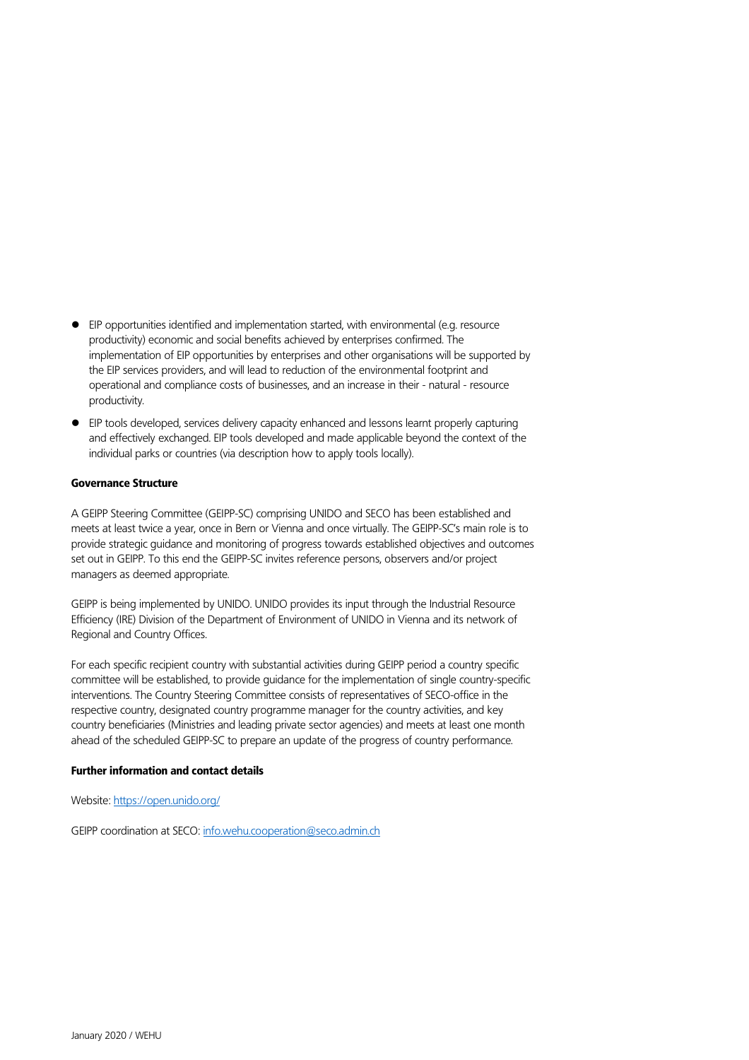- EIP opportunities identified and implementation started, with environmental (e.g. resource productivity) economic and social benefits achieved by enterprises confirmed. The implementation of EIP opportunities by enterprises and other organisations will be supported by the EIP services providers, and will lead to reduction of the environmental footprint and operational and compliance costs of businesses, and an increase in their - natural - resource productivity.
- EIP tools developed, services delivery capacity enhanced and lessons learnt properly capturing and effectively exchanged. EIP tools developed and made applicable beyond the context of the individual parks or countries (via description how to apply tools locally).

**Governance Structure**

A GEIPP Steering Committee (GEIPP-SC) comprising UNIDO and SECO has been established and meets at least twice a year, once in Bern or Vienna and once virtually. The GEIPP-SC's main role is to provide strategic guidance and monitoring of progress towards established objectives and outcomes set out in GEIPP. To this end the GEIPP-SC invites reference persons, observers and/or project managers as deemed appropriate.

GEIPP is being implemented by UNIDO. UNIDO provides its input through the Industrial Resource Efficiency (IRE) Division of the Department of Environment of UNIDO in Vienna and its network of Regional and Country Offices.

For each specific recipient country with substantial activities during GEIPP period a country specific committee will be established, to provide guidance for the implementation of single country-specific interventions. The Country Steering Committee consists of representatives of SECO-office in the respective country, designated country programme manager for the country activities, and key country beneficiaries (Ministries and leading private sector agencies) and meets at least one month ahead of the scheduled GEIPP-SC to prepare an update of the progress of country performance.

**Further information and contact details**

Website: [https://open.unido.org/](https://open.unido.org/)

GEIPP coordination at SECO: [info.wehu.cooperation@seco.admin.ch](mailto:info.wehu.cooperation@seco.admin.ch)

January 2020 / WEHU